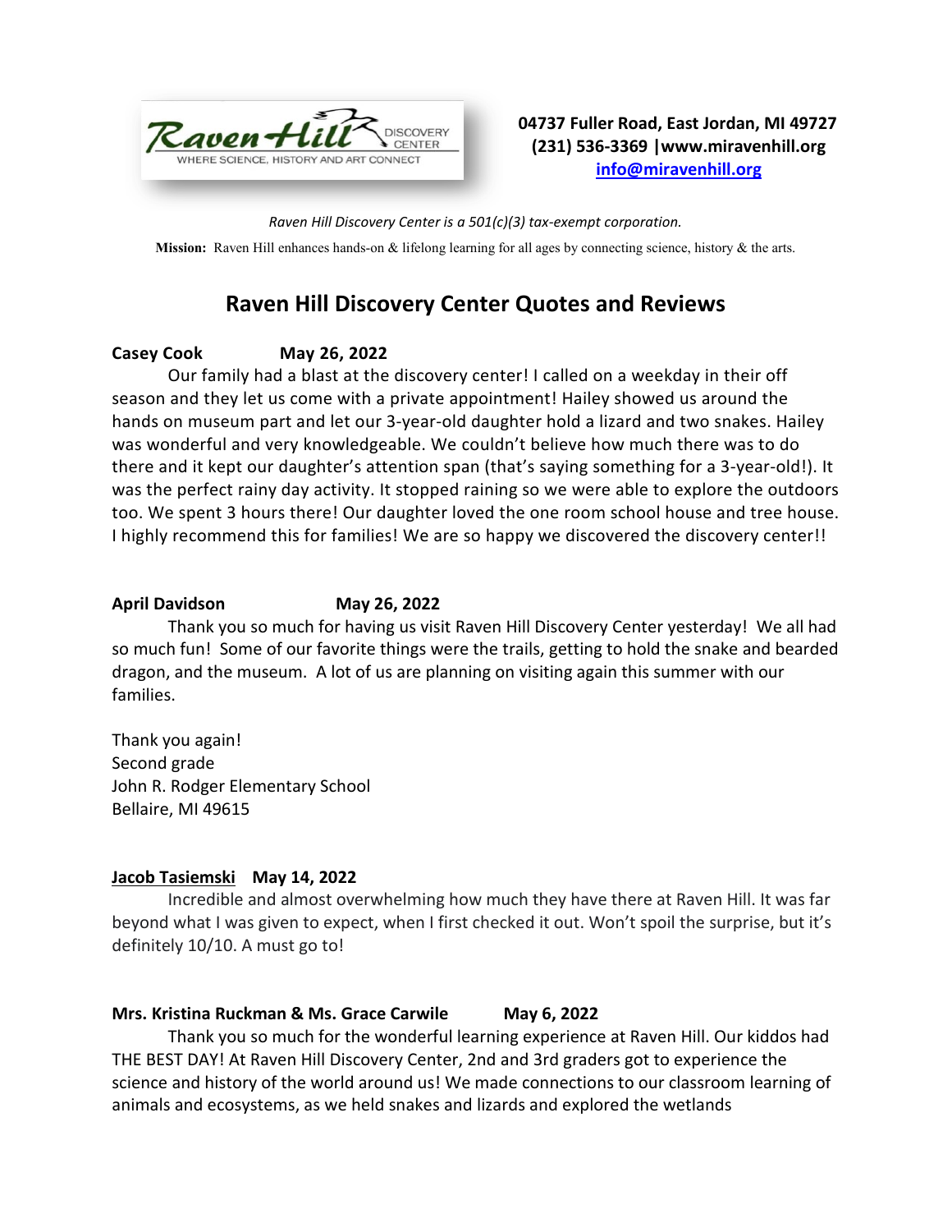Raven Hill Discovery Center — WHERE SCIENCE, HISTORY AND ART CONNECT

**04737 Fuller Road, East Jordan, MI 49727**
**(231) 536-3369 |www.miravenhill.org**
**info@miravenhill.org**

*Raven Hill Discovery Center is a 501(c)(3) tax-exempt corporation.*

**Mission:** Raven Hill enhances hands-on & lifelong learning for all ages by connecting science, history & the arts.

## Raven Hill Discovery Center Quotes and Reviews

**Casey Cook May 26, 2022**

Our family had a blast at the discovery center! I called on a weekday in their off season and they let us come with a private appointment! Hailey showed us around the hands on museum part and let our 3-year-old daughter hold a lizard and two snakes. Hailey was wonderful and very knowledgeable. We couldn't believe how much there was to do there and it kept our daughter's attention span (that's saying something for a 3-year-old!). It was the perfect rainy day activity. It stopped raining so we were able to explore the outdoors too. We spent 3 hours there! Our daughter loved the one room school house and tree house. I highly recommend this for families! We are so happy we discovered the discovery center!!

**April Davidson May 26, 2022**

Thank you so much for having us visit Raven Hill Discovery Center yesterday! We all had so much fun! Some of our favorite things were the trails, getting to hold the snake and bearded dragon, and the museum. A lot of us are planning on visiting again this summer with our families.

Thank you again!
Second grade
John R. Rodger Elementary School
Bellaire, MI 49615

**Jacob Tasiemski May 14, 2022**

Incredible and almost overwhelming how much they have there at Raven Hill. It was far beyond what I was given to expect, when I first checked it out. Won't spoil the surprise, but it's definitely 10/10. A must go to!

**Mrs. Kristina Ruckman & Ms. Grace Carwile May 6, 2022**

Thank you so much for the wonderful learning experience at Raven Hill. Our kiddos had THE BEST DAY! At Raven Hill Discovery Center, 2nd and 3rd graders got to experience the science and history of the world around us! We made connections to our classroom learning of animals and ecosystems, as we held snakes and lizards and explored the wetlands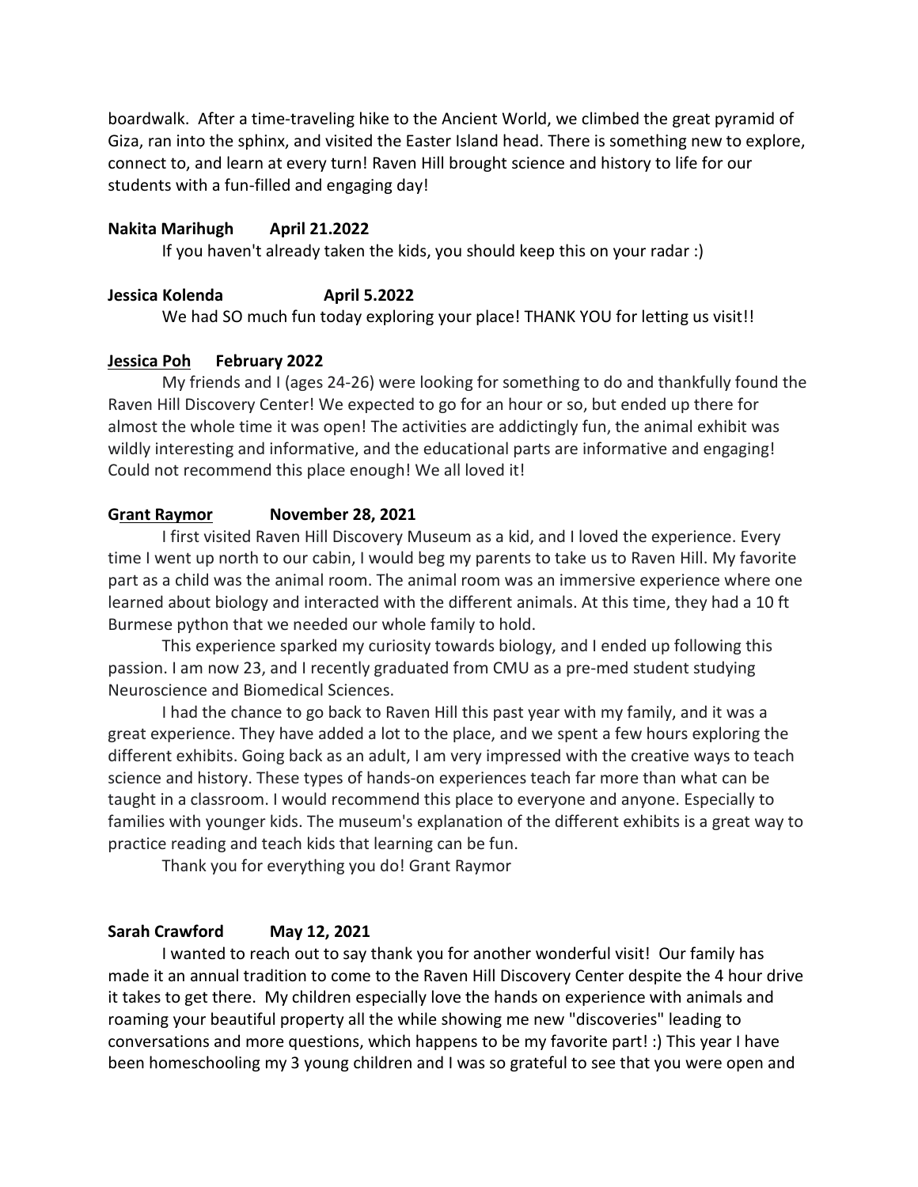boardwalk. After a time-traveling hike to the Ancient World, we climbed the great pyramid of Giza, ran into the sphinx, and visited the Easter Island head. There is something new to explore, connect to, and learn at every turn! Raven Hill brought science and history to life for our students with a fun-filled and engaging day!

**Nakita Marihugh April 21.2022**

If you haven't already taken the kids, you should keep this on your radar :)

**Jessica Kolenda April 5.2022**

We had SO much fun today exploring your place! THANK YOU for letting us visit!!

**Jessica Poh February 2022**

My friends and I (ages 24-26) were looking for something to do and thankfully found the Raven Hill Discovery Center! We expected to go for an hour or so, but ended up there for almost the whole time it was open! The activities are addictingly fun, the animal exhibit was wildly interesting and informative, and the educational parts are informative and engaging! Could not recommend this place enough! We all loved it!

**Grant Raymor November 28, 2021**

I first visited Raven Hill Discovery Museum as a kid, and I loved the experience. Every time I went up north to our cabin, I would beg my parents to take us to Raven Hill. My favorite part as a child was the animal room. The animal room was an immersive experience where one learned about biology and interacted with the different animals. At this time, they had a 10 ft Burmese python that we needed our whole family to hold.

This experience sparked my curiosity towards biology, and I ended up following this passion. I am now 23, and I recently graduated from CMU as a pre-med student studying Neuroscience and Biomedical Sciences.

I had the chance to go back to Raven Hill this past year with my family, and it was a great experience. They have added a lot to the place, and we spent a few hours exploring the different exhibits. Going back as an adult, I am very impressed with the creative ways to teach science and history. These types of hands-on experiences teach far more than what can be taught in a classroom. I would recommend this place to everyone and anyone. Especially to families with younger kids. The museum's explanation of the different exhibits is a great way to practice reading and teach kids that learning can be fun.

Thank you for everything you do! Grant Raymor

**Sarah Crawford May 12, 2021**

I wanted to reach out to say thank you for another wonderful visit! Our family has made it an annual tradition to come to the Raven Hill Discovery Center despite the 4 hour drive it takes to get there. My children especially love the hands on experience with animals and roaming your beautiful property all the while showing me new "discoveries" leading to conversations and more questions, which happens to be my favorite part! :) This year I have been homeschooling my 3 young children and I was so grateful to see that you were open and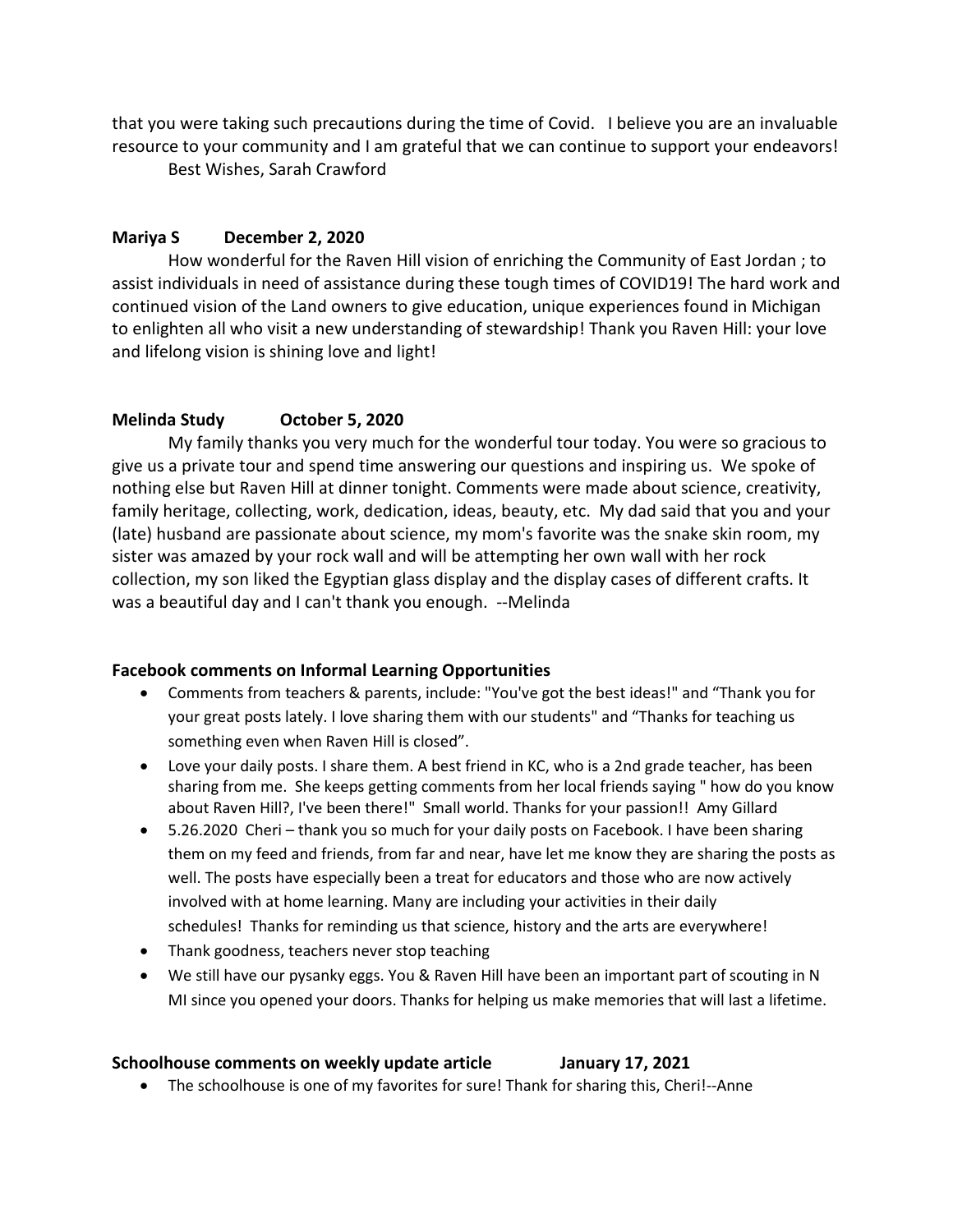that you were taking such precautions during the time of Covid. I believe you are an invaluable resource to your community and I am grateful that we can continue to support your endeavors!

Best Wishes, Sarah Crawford

**Mariya S December 2, 2020**

How wonderful for the Raven Hill vision of enriching the Community of East Jordan ; to assist individuals in need of assistance during these tough times of COVID19! The hard work and continued vision of the Land owners to give education, unique experiences found in Michigan to enlighten all who visit a new understanding of stewardship! Thank you Raven Hill: your love and lifelong vision is shining love and light!

**Melinda Study October 5, 2020**

My family thanks you very much for the wonderful tour today. You were so gracious to give us a private tour and spend time answering our questions and inspiring us. We spoke of nothing else but Raven Hill at dinner tonight. Comments were made about science, creativity, family heritage, collecting, work, dedication, ideas, beauty, etc. My dad said that you and your (late) husband are passionate about science, my mom's favorite was the snake skin room, my sister was amazed by your rock wall and will be attempting her own wall with her rock collection, my son liked the Egyptian glass display and the display cases of different crafts. It was a beautiful day and I can't thank you enough. --Melinda

**Facebook comments on Informal Learning Opportunities**

- Comments from teachers & parents, include: "You've got the best ideas!" and "Thank you for your great posts lately. I love sharing them with our students" and "Thanks for teaching us something even when Raven Hill is closed".
- Love your daily posts. I share them. A best friend in KC, who is a 2nd grade teacher, has been sharing from me. She keeps getting comments from her local friends saying " how do you know about Raven Hill?, I've been there!" Small world. Thanks for your passion!! Amy Gillard
- 5.26.2020 Cheri – thank you so much for your daily posts on Facebook. I have been sharing them on my feed and friends, from far and near, have let me know they are sharing the posts as well. The posts have especially been a treat for educators and those who are now actively involved with at home learning. Many are including your activities in their daily schedules! Thanks for reminding us that science, history and the arts are everywhere!
- Thank goodness, teachers never stop teaching
- We still have our pysanky eggs. You & Raven Hill have been an important part of scouting in N MI since you opened your doors. Thanks for helping us make memories that will last a lifetime.

**Schoolhouse comments on weekly update article January 17, 2021**

- The schoolhouse is one of my favorites for sure! Thank for sharing this, Cheri!--Anne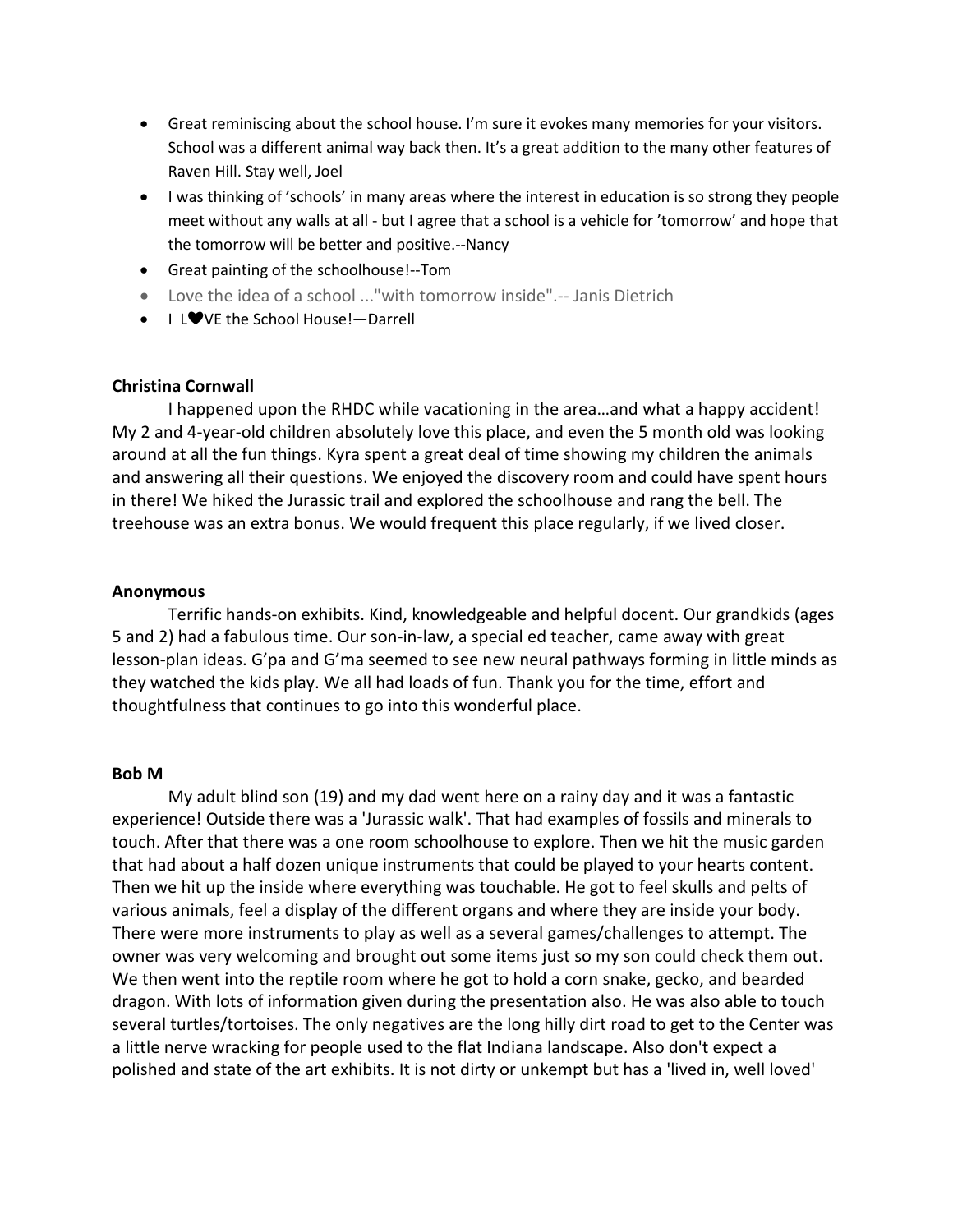- Great reminiscing about the school house. I'm sure it evokes many memories for your visitors. School was a different animal way back then. It's a great addition to the many other features of Raven Hill. Stay well, Joel
- I was thinking of 'schools' in many areas where the interest in education is so strong they people meet without any walls at all - but I agree that a school is a vehicle for 'tomorrow' and hope that the tomorrow will be better and positive.--Nancy
- Great painting of the schoolhouse!--Tom
- Love the idea of a school ..."with tomorrow inside".-- Janis Dietrich
- I L❤VE the School House!—Darrell

**Christina Cornwall**

I happened upon the RHDC while vacationing in the area…and what a happy accident! My 2 and 4-year-old children absolutely love this place, and even the 5 month old was looking around at all the fun things. Kyra spent a great deal of time showing my children the animals and answering all their questions. We enjoyed the discovery room and could have spent hours in there! We hiked the Jurassic trail and explored the schoolhouse and rang the bell. The treehouse was an extra bonus. We would frequent this place regularly, if we lived closer.

**Anonymous**

Terrific hands-on exhibits. Kind, knowledgeable and helpful docent. Our grandkids (ages 5 and 2) had a fabulous time. Our son-in-law, a special ed teacher, came away with great lesson-plan ideas. G'pa and G'ma seemed to see new neural pathways forming in little minds as they watched the kids play. We all had loads of fun. Thank you for the time, effort and thoughtfulness that continues to go into this wonderful place.

**Bob M**

My adult blind son (19) and my dad went here on a rainy day and it was a fantastic experience! Outside there was a 'Jurassic walk'. That had examples of fossils and minerals to touch. After that there was a one room schoolhouse to explore. Then we hit the music garden that had about a half dozen unique instruments that could be played to your hearts content. Then we hit up the inside where everything was touchable. He got to feel skulls and pelts of various animals, feel a display of the different organs and where they are inside your body. There were more instruments to play as well as a several games/challenges to attempt. The owner was very welcoming and brought out some items just so my son could check them out. We then went into the reptile room where he got to hold a corn snake, gecko, and bearded dragon. With lots of information given during the presentation also. He was also able to touch several turtles/tortoises. The only negatives are the long hilly dirt road to get to the Center was a little nerve wracking for people used to the flat Indiana landscape. Also don't expect a polished and state of the art exhibits. It is not dirty or unkempt but has a 'lived in, well loved'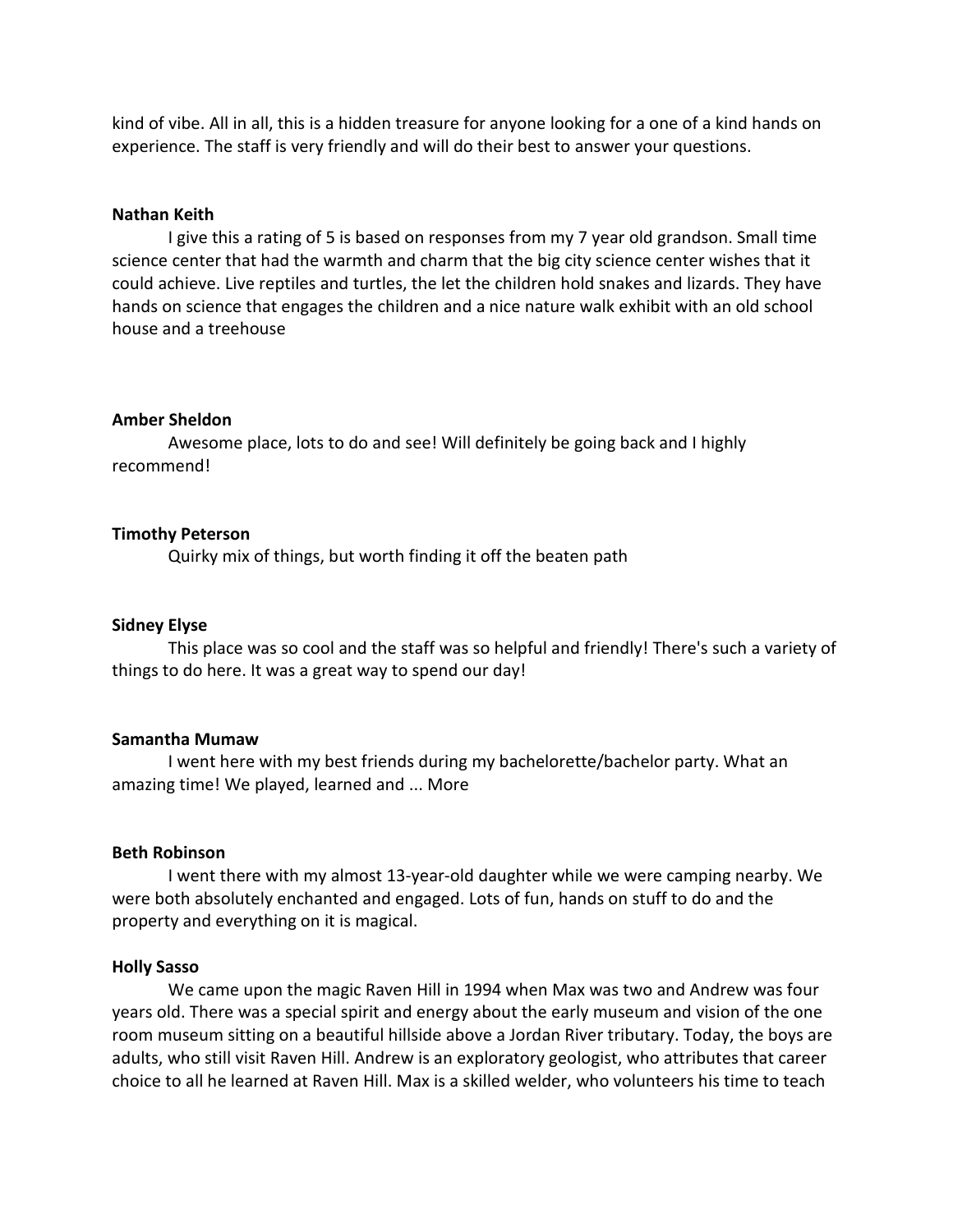kind of vibe. All in all, this is a hidden treasure for anyone looking for a one of a kind hands on experience. The staff is very friendly and will do their best to answer your questions.

**Nathan Keith**

I give this a rating of 5 is based on responses from my 7 year old grandson. Small time science center that had the warmth and charm that the big city science center wishes that it could achieve. Live reptiles and turtles, the let the children hold snakes and lizards. They have hands on science that engages the children and a nice nature walk exhibit with an old school house and a treehouse

**Amber Sheldon**

Awesome place, lots to do and see! Will definitely be going back and I highly recommend!

**Timothy Peterson**

Quirky mix of things, but worth finding it off the beaten path

**Sidney Elyse**

This place was so cool and the staff was so helpful and friendly! There's such a variety of things to do here. It was a great way to spend our day!

**Samantha Mumaw**

I went here with my best friends during my bachelorette/bachelor party. What an amazing time! We played, learned and ... More

**Beth Robinson**

I went there with my almost 13-year-old daughter while we were camping nearby. We were both absolutely enchanted and engaged. Lots of fun, hands on stuff to do and the property and everything on it is magical.

**Holly Sasso**

We came upon the magic Raven Hill in 1994 when Max was two and Andrew was four years old. There was a special spirit and energy about the early museum and vision of the one room museum sitting on a beautiful hillside above a Jordan River tributary. Today, the boys are adults, who still visit Raven Hill. Andrew is an exploratory geologist, who attributes that career choice to all he learned at Raven Hill. Max is a skilled welder, who volunteers his time to teach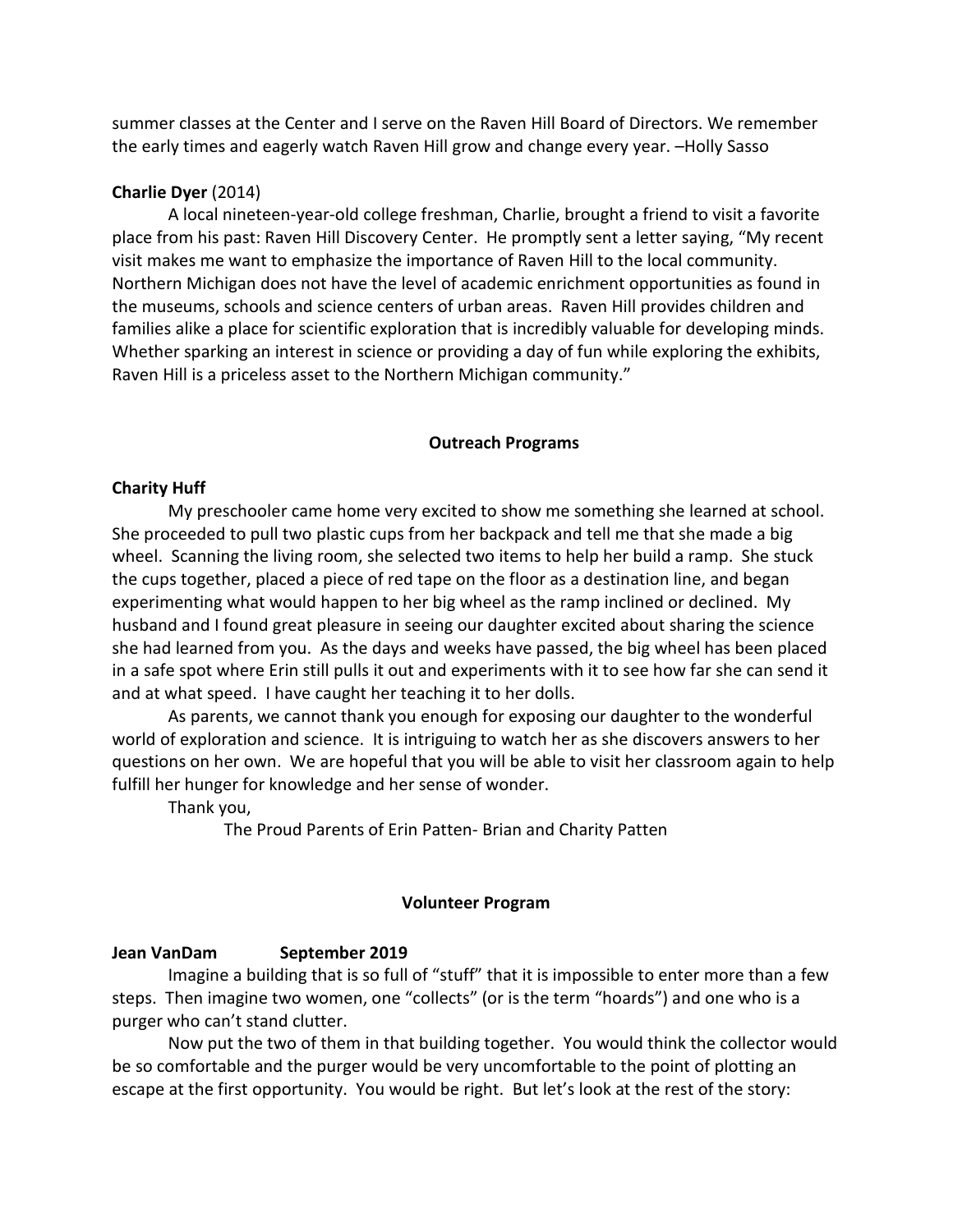summer classes at the Center and I serve on the Raven Hill Board of Directors. We remember the early times and eagerly watch Raven Hill grow and change every year. –Holly Sasso

**Charlie Dyer** (2014)

A local nineteen-year-old college freshman, Charlie, brought a friend to visit a favorite place from his past: Raven Hill Discovery Center. He promptly sent a letter saying, “My recent visit makes me want to emphasize the importance of Raven Hill to the local community. Northern Michigan does not have the level of academic enrichment opportunities as found in the museums, schools and science centers of urban areas. Raven Hill provides children and families alike a place for scientific exploration that is incredibly valuable for developing minds. Whether sparking an interest in science or providing a day of fun while exploring the exhibits, Raven Hill is a priceless asset to the Northern Michigan community.”

## Outreach Programs

**Charity Huff**

My preschooler came home very excited to show me something she learned at school. She proceeded to pull two plastic cups from her backpack and tell me that she made a big wheel. Scanning the living room, she selected two items to help her build a ramp. She stuck the cups together, placed a piece of red tape on the floor as a destination line, and began experimenting what would happen to her big wheel as the ramp inclined or declined. My husband and I found great pleasure in seeing our daughter excited about sharing the science she had learned from you. As the days and weeks have passed, the big wheel has been placed in a safe spot where Erin still pulls it out and experiments with it to see how far she can send it and at what speed. I have caught her teaching it to her dolls.

As parents, we cannot thank you enough for exposing our daughter to the wonderful world of exploration and science. It is intriguing to watch her as she discovers answers to her questions on her own. We are hopeful that you will be able to visit her classroom again to help fulfill her hunger for knowledge and her sense of wonder.

Thank you,

The Proud Parents of Erin Patten- Brian and Charity Patten

## Volunteer Program

**Jean VanDam September 2019**

Imagine a building that is so full of “stuff” that it is impossible to enter more than a few steps. Then imagine two women, one “collects” (or is the term “hoards”) and one who is a purger who can’t stand clutter.

Now put the two of them in that building together. You would think the collector would be so comfortable and the purger would be very uncomfortable to the point of plotting an escape at the first opportunity. You would be right. But let’s look at the rest of the story: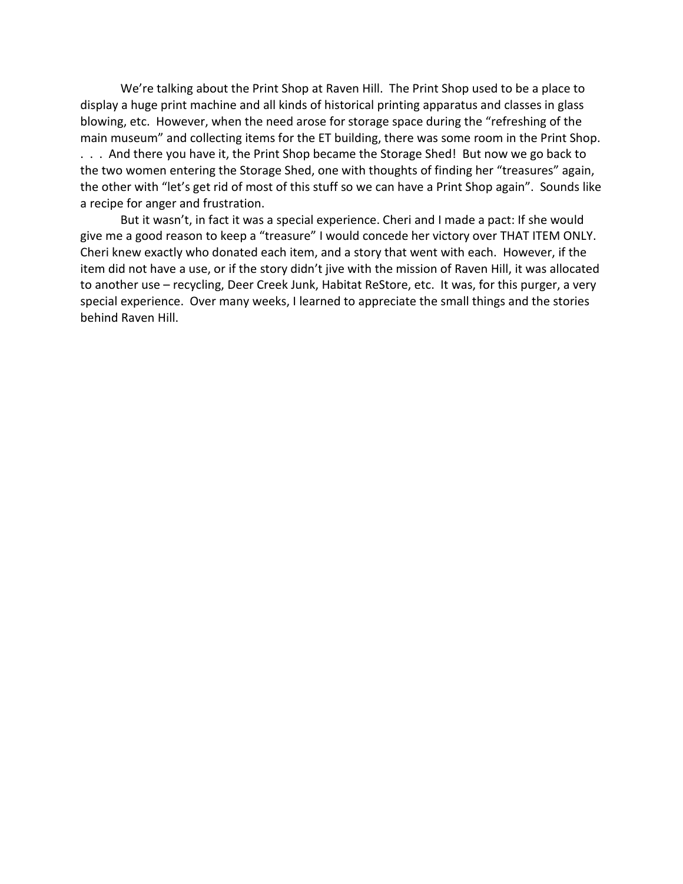We're talking about the Print Shop at Raven Hill. The Print Shop used to be a place to display a huge print machine and all kinds of historical printing apparatus and classes in glass blowing, etc. However, when the need arose for storage space during the "refreshing of the main museum" and collecting items for the ET building, there was some room in the Print Shop. . . . And there you have it, the Print Shop became the Storage Shed! But now we go back to the two women entering the Storage Shed, one with thoughts of finding her "treasures" again, the other with "let's get rid of most of this stuff so we can have a Print Shop again". Sounds like a recipe for anger and frustration.

But it wasn't, in fact it was a special experience. Cheri and I made a pact: If she would give me a good reason to keep a "treasure" I would concede her victory over THAT ITEM ONLY. Cheri knew exactly who donated each item, and a story that went with each. However, if the item did not have a use, or if the story didn't jive with the mission of Raven Hill, it was allocated to another use – recycling, Deer Creek Junk, Habitat ReStore, etc. It was, for this purger, a very special experience. Over many weeks, I learned to appreciate the small things and the stories behind Raven Hill.